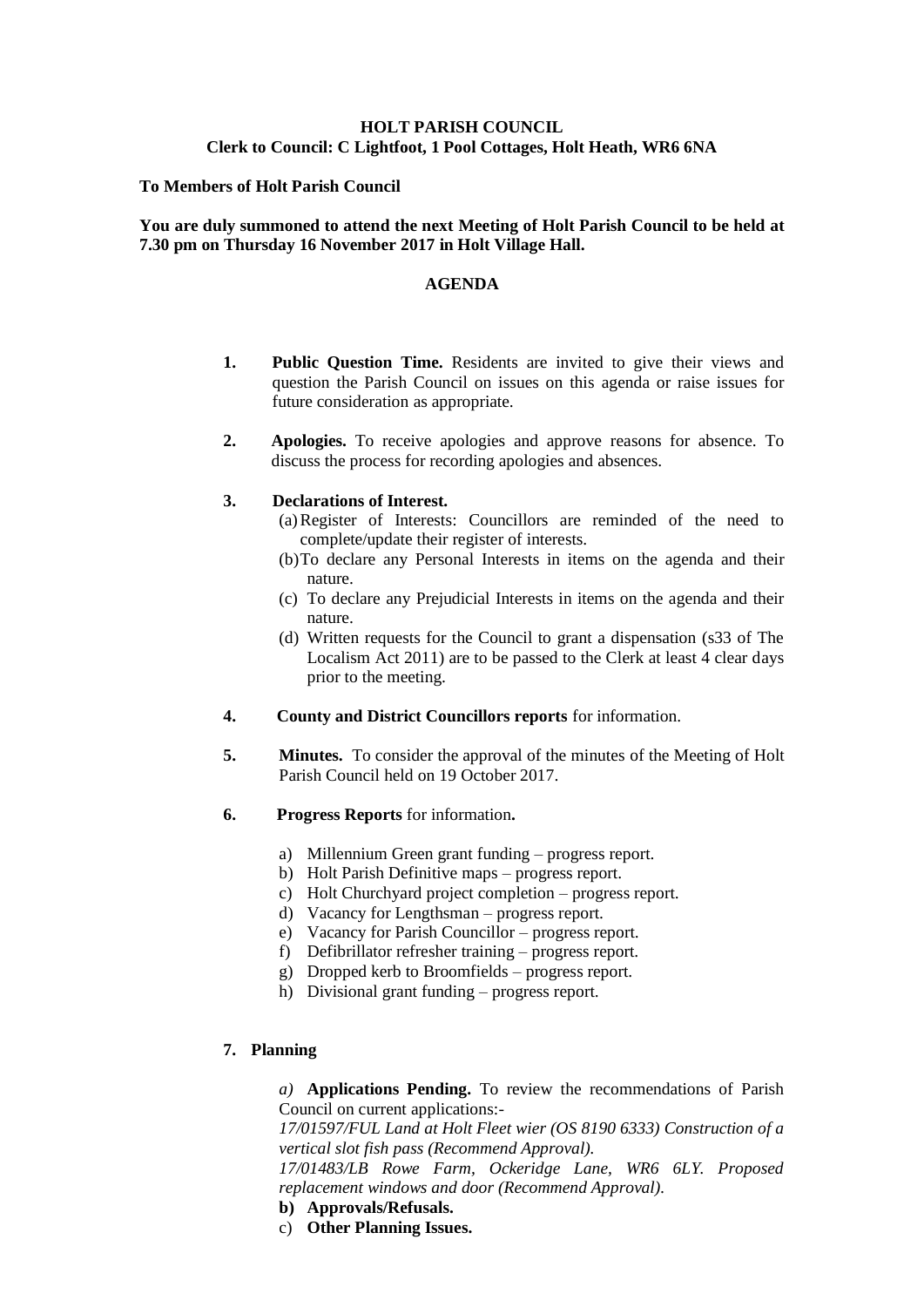**HOLT PARISH COUNCIL**
**Clerk to Council: C Lightfoot, 1 Pool Cottages, Holt Heath, WR6 6NA**

**To Members of Holt Parish Council**

**You are duly summoned to attend the next Meeting of Holt Parish Council to be held at 7.30 pm on Thursday 16 November 2017 in Holt Village Hall.**

## AGENDA

**1. Public Question Time.** Residents are invited to give their views and question the Parish Council on issues on this agenda or raise issues for future consideration as appropriate.

**2. Apologies.** To receive apologies and approve reasons for absence. To discuss the process for recording apologies and absences.

**3. Declarations of Interest.**

(a) Register of Interests: Councillors are reminded of the need to complete/update their register of interests.

(b) To declare any Personal Interests in items on the agenda and their nature.

(c) To declare any Prejudicial Interests in items on the agenda and their nature.

(d) Written requests for the Council to grant a dispensation (s33 of The Localism Act 2011) are to be passed to the Clerk at least 4 clear days prior to the meeting.

**4. County and District Councillors reports** for information.

**5. Minutes.** To consider the approval of the minutes of the Meeting of Holt Parish Council held on 19 October 2017.

**6. Progress Reports** for information**.**

a) Millennium Green grant funding – progress report.
b) Holt Parish Definitive maps – progress report.
c) Holt Churchyard project completion – progress report.
d) Vacancy for Lengthsman – progress report.
e) Vacancy for Parish Councillor – progress report.
f) Defibrillator refresher training – progress report.
g) Dropped kerb to Broomfields – progress report.
h) Divisional grant funding – progress report.

**7. Planning**

*a)* **Applications Pending.** To review the recommendations of Parish Council on current applications:-

*17/01597/FUL Land at Holt Fleet wier (OS 8190 6333) Construction of a vertical slot fish pass (Recommend Approval).*

*17/01483/LB Rowe Farm, Ockeridge Lane, WR6 6LY. Proposed replacement windows and door (Recommend Approval).*

**b) Approvals/Refusals.**

c) **Other Planning Issues.**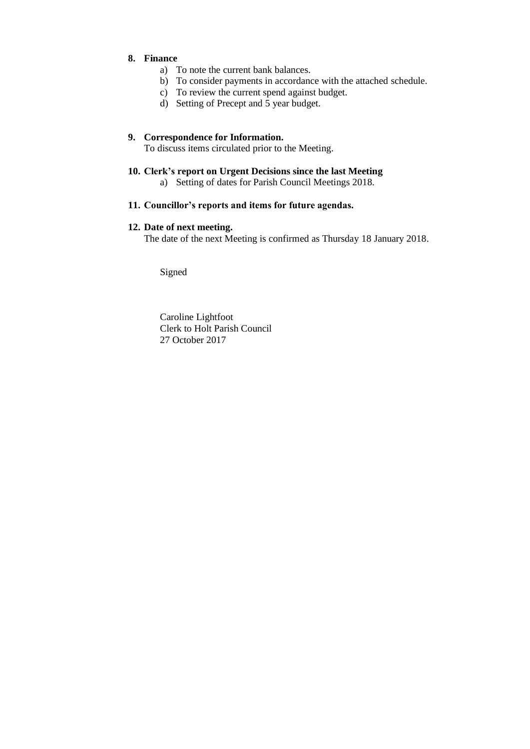**8. Finance**

a) To note the current bank balances.
b) To consider payments in accordance with the attached schedule.
c) To review the current spend against budget.
d) Setting of Precept and 5 year budget.

**9. Correspondence for Information.**

To discuss items circulated prior to the Meeting.

**10. Clerk's report on Urgent Decisions since the last Meeting**

a) Setting of dates for Parish Council Meetings 2018.

**11. Councillor's reports and items for future agendas.**

**12. Date of next meeting.**

The date of the next Meeting is confirmed as Thursday 18 January 2018.

Signed

Caroline Lightfoot
Clerk to Holt Parish Council
27 October 2017